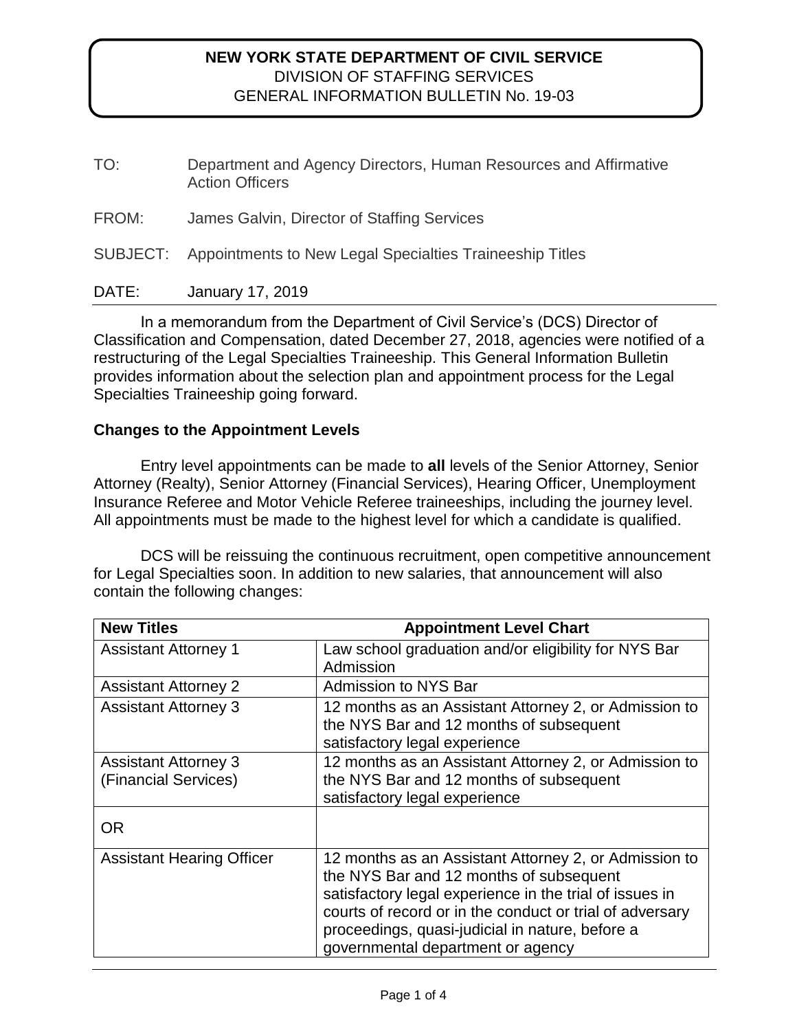**NEW YORK STATE DEPARTMENT OF CIVIL SERVICE**
DIVISION OF STAFFING SERVICES
GENERAL INFORMATION BULLETIN No. 19-03

TO: Department and Agency Directors, Human Resources and Affirmative Action Officers

FROM: James Galvin, Director of Staffing Services

SUBJECT: Appointments to New Legal Specialties Traineeship Titles

DATE: January 17, 2019

In a memorandum from the Department of Civil Service's (DCS) Director of Classification and Compensation, dated December 27, 2018, agencies were notified of a restructuring of the Legal Specialties Traineeship. This General Information Bulletin provides information about the selection plan and appointment process for the Legal Specialties Traineeship going forward.

**Changes to the Appointment Levels**

Entry level appointments can be made to **all** levels of the Senior Attorney, Senior Attorney (Realty), Senior Attorney (Financial Services), Hearing Officer, Unemployment Insurance Referee and Motor Vehicle Referee traineeships, including the journey level. All appointments must be made to the highest level for which a candidate is qualified.

DCS will be reissuing the continuous recruitment, open competitive announcement for Legal Specialties soon. In addition to new salaries, that announcement will also contain the following changes:

| New Titles | Appointment Level Chart |
|---|---|
| Assistant Attorney 1 | Law school graduation and/or eligibility for NYS Bar Admission |
| Assistant Attorney 2 | Admission to NYS Bar |
| Assistant Attorney 3 | 12 months as an Assistant Attorney 2, or Admission to the NYS Bar and 12 months of subsequent satisfactory legal experience |
| Assistant Attorney 3 (Financial Services) | 12 months as an Assistant Attorney 2, or Admission to the NYS Bar and 12 months of subsequent satisfactory legal experience |
| OR | |
| Assistant Hearing Officer | 12 months as an Assistant Attorney 2, or Admission to the NYS Bar and 12 months of subsequent satisfactory legal experience in the trial of issues in courts of record or in the conduct or trial of adversary proceedings, quasi-judicial in nature, before a governmental department or agency |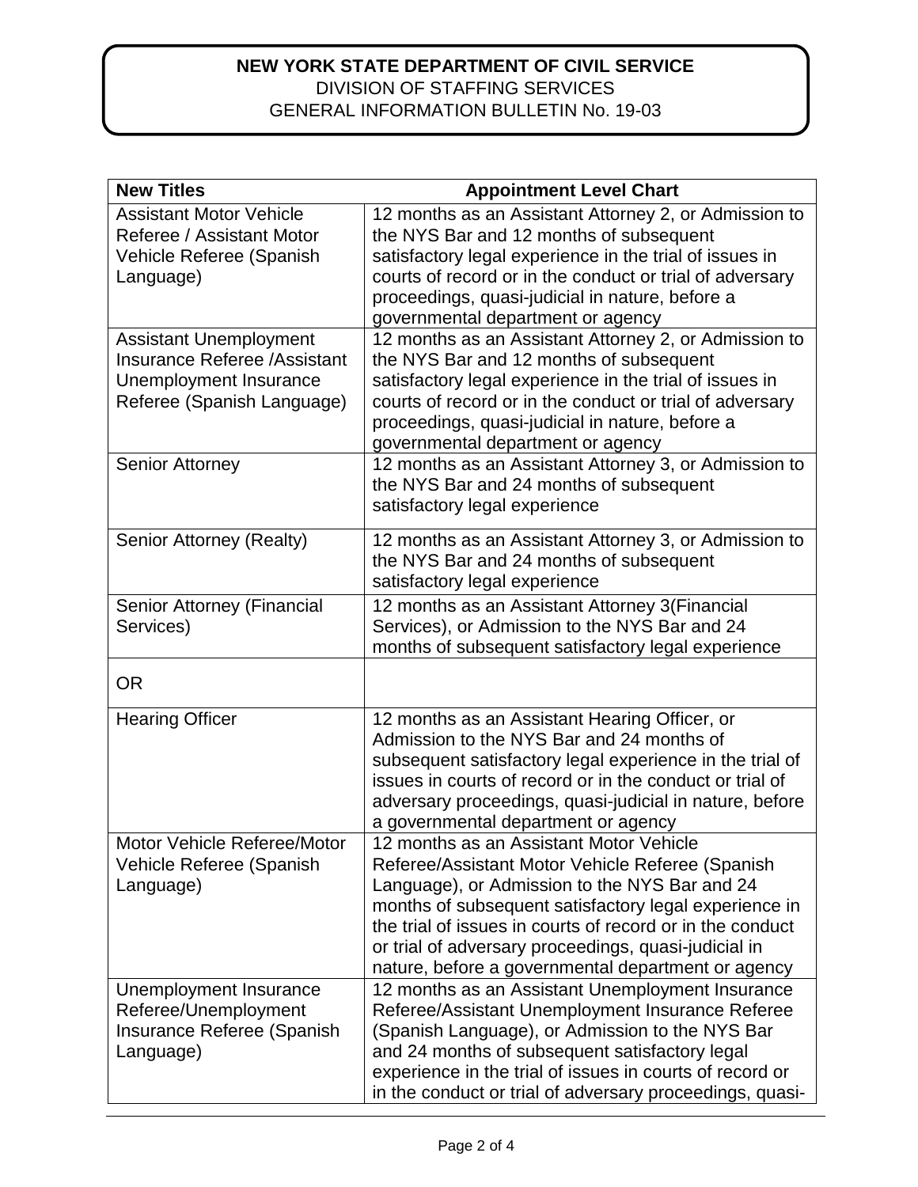**NEW YORK STATE DEPARTMENT OF CIVIL SERVICE**
DIVISION OF STAFFING SERVICES
GENERAL INFORMATION BULLETIN No. 19-03

| New Titles | Appointment Level Chart |
|---|---|
| Assistant Motor Vehicle Referee / Assistant Motor Vehicle Referee (Spanish Language) | 12 months as an Assistant Attorney 2, or Admission to the NYS Bar and 12 months of subsequent satisfactory legal experience in the trial of issues in courts of record or in the conduct or trial of adversary proceedings, quasi-judicial in nature, before a governmental department or agency |
| Assistant Unemployment Insurance Referee /Assistant Unemployment Insurance Referee (Spanish Language) | 12 months as an Assistant Attorney 2, or Admission to the NYS Bar and 12 months of subsequent satisfactory legal experience in the trial of issues in courts of record or in the conduct or trial of adversary proceedings, quasi-judicial in nature, before a governmental department or agency |
| Senior Attorney | 12 months as an Assistant Attorney 3, or Admission to the NYS Bar and 24 months of subsequent satisfactory legal experience |
| Senior Attorney (Realty) | 12 months as an Assistant Attorney 3, or Admission to the NYS Bar and 24 months of subsequent satisfactory legal experience |
| Senior Attorney (Financial Services) | 12 months as an Assistant Attorney 3(Financial Services), or Admission to the NYS Bar and 24 months of subsequent satisfactory legal experience |
| OR | |
| Hearing Officer | 12 months as an Assistant Hearing Officer, or Admission to the NYS Bar and 24 months of subsequent satisfactory legal experience in the trial of issues in courts of record or in the conduct or trial of adversary proceedings, quasi-judicial in nature, before a governmental department or agency |
| Motor Vehicle Referee/Motor Vehicle Referee (Spanish Language) | 12 months as an Assistant Motor Vehicle Referee/Assistant Motor Vehicle Referee (Spanish Language), or Admission to the NYS Bar and 24 months of subsequent satisfactory legal experience in the trial of issues in courts of record or in the conduct or trial of adversary proceedings, quasi-judicial in nature, before a governmental department or agency |
| Unemployment Insurance Referee/Unemployment Insurance Referee (Spanish Language) | 12 months as an Assistant Unemployment Insurance Referee/Assistant Unemployment Insurance Referee (Spanish Language), or Admission to the NYS Bar and 24 months of subsequent satisfactory legal experience in the trial of issues in courts of record or in the conduct or trial of adversary proceedings, quasi- |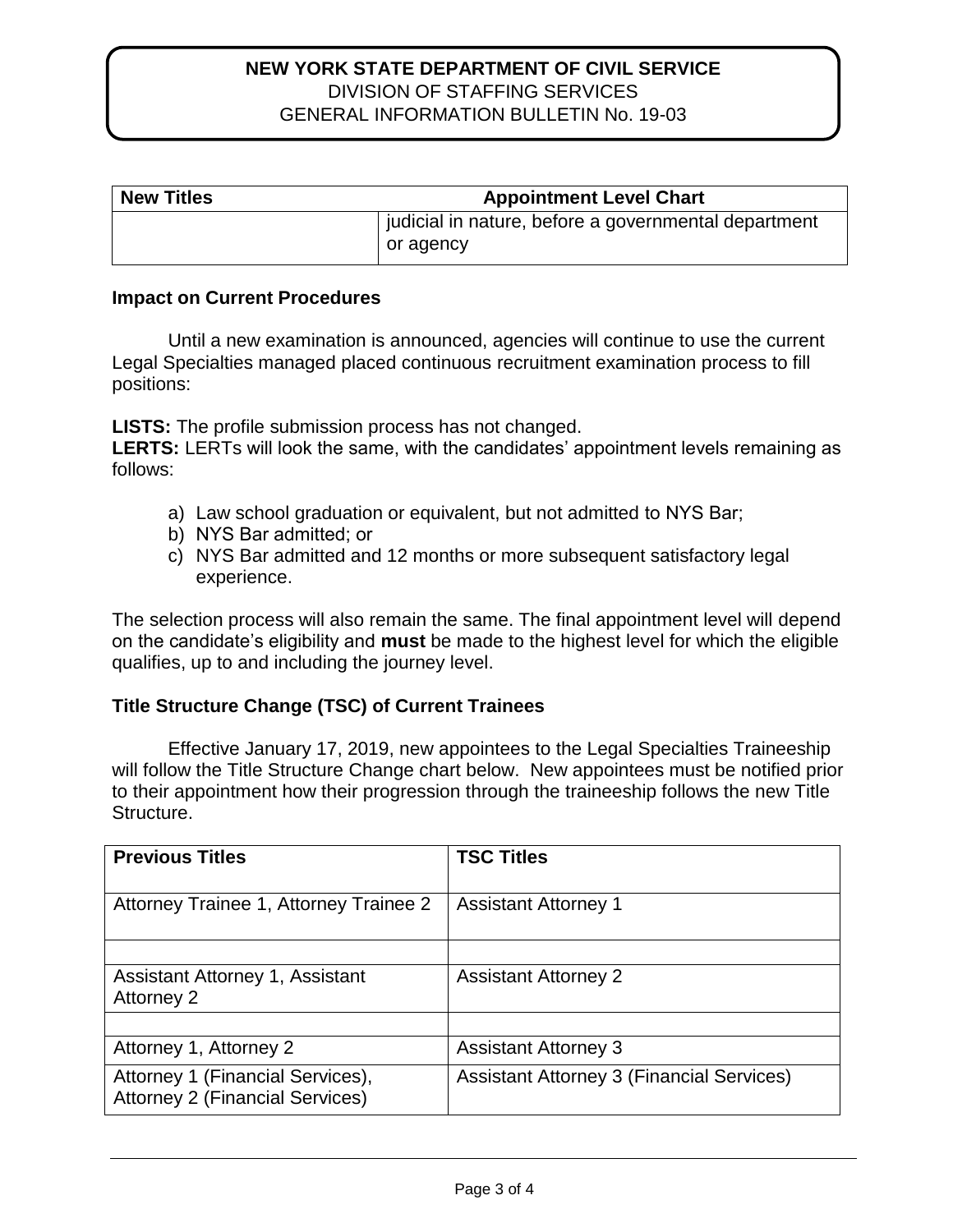| New Titles | Appointment Level Chart |
|---|---|
| | judicial in nature, before a governmental department or agency |

**Impact on Current Procedures**

Until a new examination is announced, agencies will continue to use the current Legal Specialties managed placed continuous recruitment examination process to fill positions:

**LISTS:** The profile submission process has not changed.
**LERTS:** LERTs will look the same, with the candidates' appointment levels remaining as follows:

a) Law school graduation or equivalent, but not admitted to NYS Bar;
b) NYS Bar admitted; or
c) NYS Bar admitted and 12 months or more subsequent satisfactory legal experience.

The selection process will also remain the same. The final appointment level will depend on the candidate's eligibility and **must** be made to the highest level for which the eligible qualifies, up to and including the journey level.

**Title Structure Change (TSC) of Current Trainees**

Effective January 17, 2019, new appointees to the Legal Specialties Traineeship will follow the Title Structure Change chart below. New appointees must be notified prior to their appointment how their progression through the traineeship follows the new Title Structure.

| Previous Titles | TSC Titles |
|---|---|
| Attorney Trainee 1, Attorney Trainee 2 | Assistant Attorney 1 |
| | |
| Assistant Attorney 1, Assistant Attorney 2 | Assistant Attorney 2 |
| | |
| Attorney 1, Attorney 2 | Assistant Attorney 3 |
| Attorney 1 (Financial Services), Attorney 2 (Financial Services) | Assistant Attorney 3 (Financial Services) |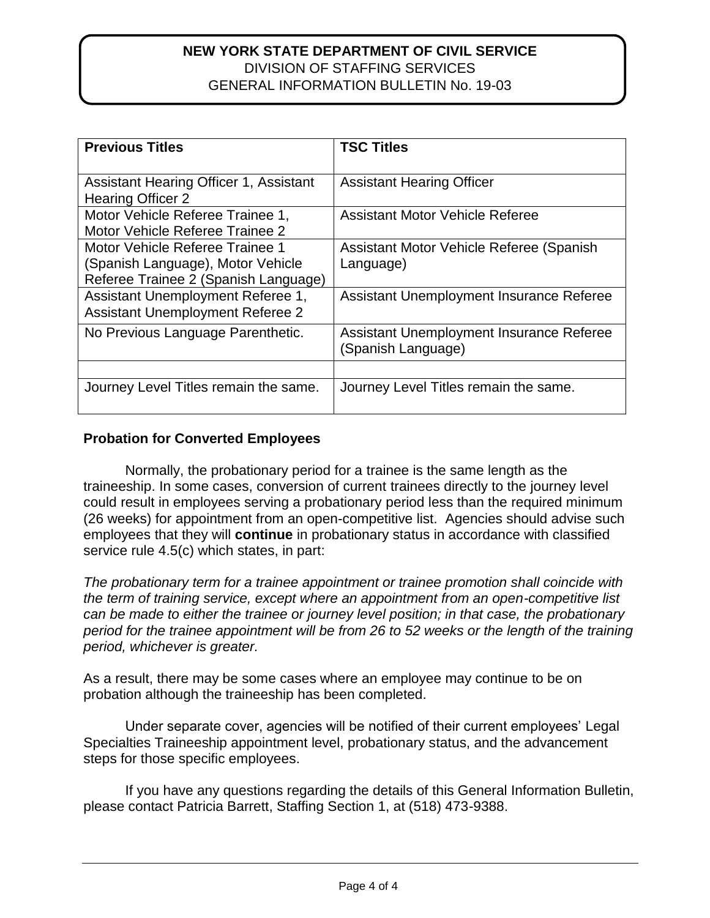| Previous Titles | TSC Titles |
|---|---|
| Assistant Hearing Officer 1, Assistant Hearing Officer 2 | Assistant Hearing Officer |
| Motor Vehicle Referee Trainee 1, Motor Vehicle Referee Trainee 2 | Assistant Motor Vehicle Referee |
| Motor Vehicle Referee Trainee 1 (Spanish Language), Motor Vehicle Referee Trainee 2 (Spanish Language) | Assistant Motor Vehicle Referee (Spanish Language) |
| Assistant Unemployment Referee 1, Assistant Unemployment Referee 2 | Assistant Unemployment Insurance Referee |
| No Previous Language Parenthetic. | Assistant Unemployment Insurance Referee (Spanish Language) |
| | |
| Journey Level Titles remain the same. | Journey Level Titles remain the same. |

**Probation for Converted Employees**

Normally, the probationary period for a trainee is the same length as the traineeship. In some cases, conversion of current trainees directly to the journey level could result in employees serving a probationary period less than the required minimum (26 weeks) for appointment from an open-competitive list. Agencies should advise such employees that they will **continue** in probationary status in accordance with classified service rule 4.5(c) which states, in part:

*The probationary term for a trainee appointment or trainee promotion shall coincide with the term of training service, except where an appointment from an open-competitive list can be made to either the trainee or journey level position; in that case, the probationary period for the trainee appointment will be from 26 to 52 weeks or the length of the training period, whichever is greater.*

As a result, there may be some cases where an employee may continue to be on probation although the traineeship has been completed.

Under separate cover, agencies will be notified of their current employees' Legal Specialties Traineeship appointment level, probationary status, and the advancement steps for those specific employees.

If you have any questions regarding the details of this General Information Bulletin, please contact Patricia Barrett, Staffing Section 1, at (518) 473-9388.